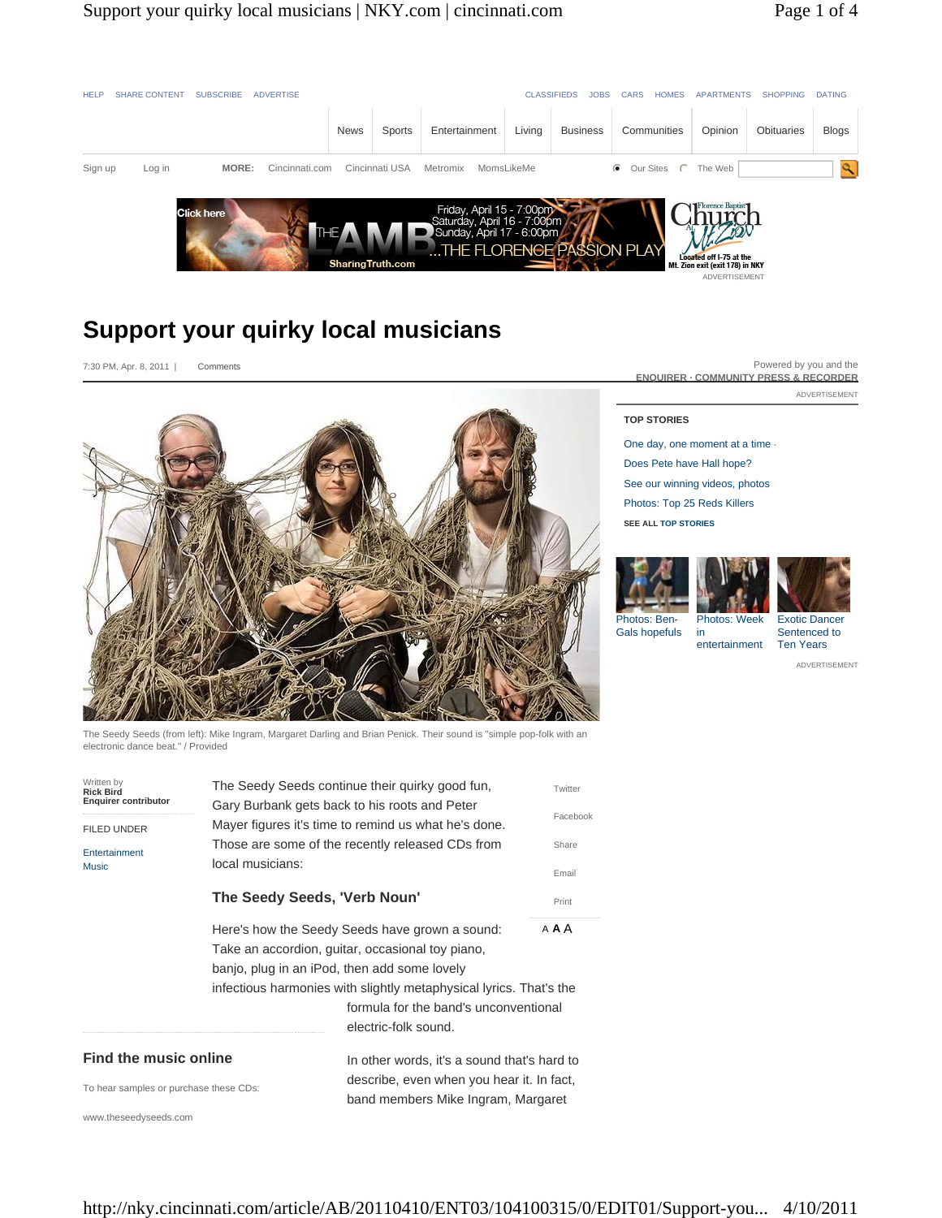# Support your quirky local musicians

7:30 PM, Apr. 8, 2011 | Comments

The Seedy Seeds (from left): Mike Ingram, Margaret Darling and Brian Penick. Their sound is "simple pop-folk with an electronic dance beat." / Provided

Written by
**Rick Bird**
**Enquirer contributor**

FILED UNDER

Entertainment
Music

The Seedy Seeds continue their quirky good fun, Gary Burbank gets back to his roots and Peter Mayer figures it's time to remind us what he's done. Those are some of the recently released CDs from local musicians:

### The Seedy Seeds, 'Verb Noun'

Here's how the Seedy Seeds have grown a sound: Take an accordion, guitar, occasional toy piano, banjo, plug in an iPod, then add some lovely infectious harmonies with slightly metaphysical lyrics. That's the formula for the band's unconventional electric-folk sound.

In other words, it's a sound that's hard to describe, even when you hear it. In fact, band members Mike Ingram, Margaret

### Find the music online

To hear samples or purchase these CDs:

www.theseedyseeds.com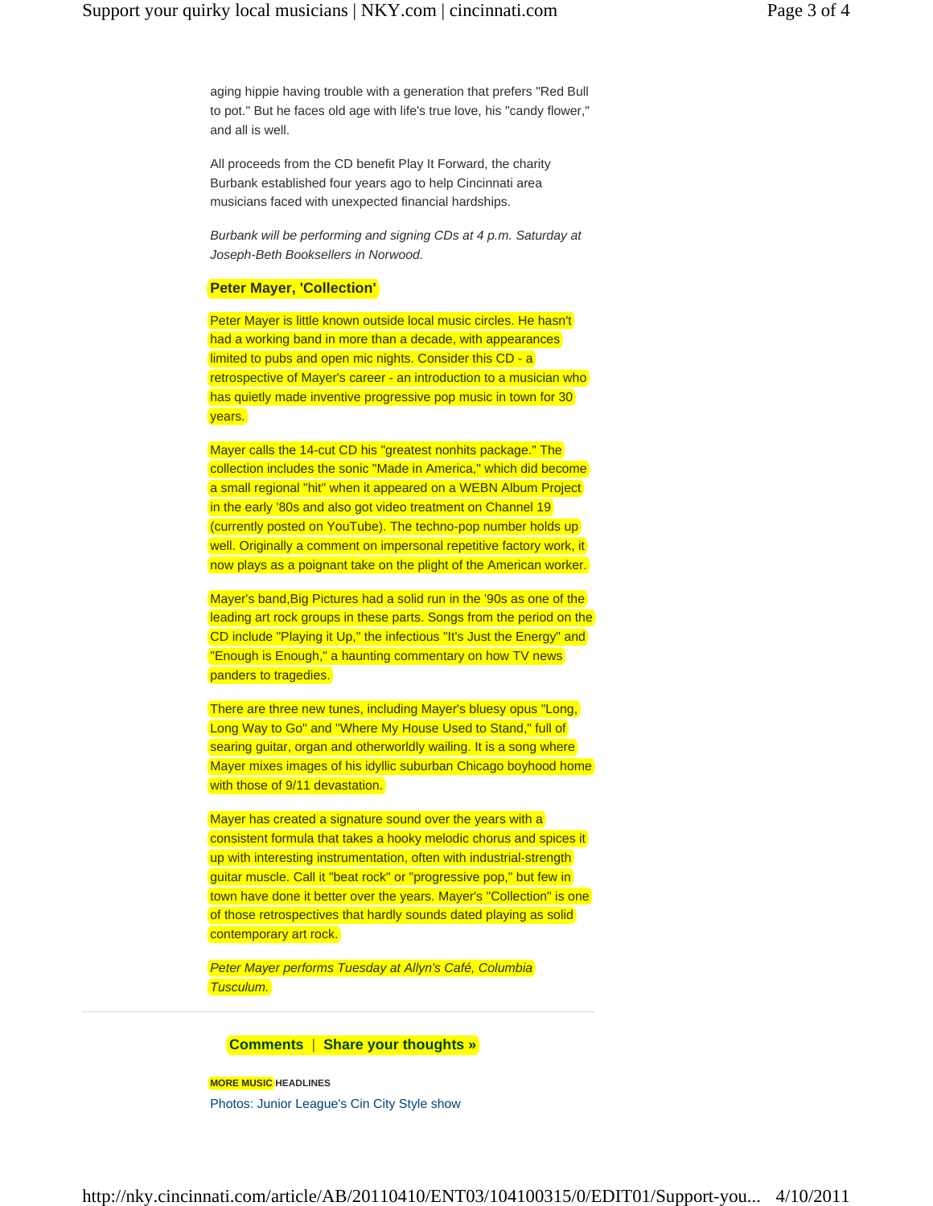aging hippie having trouble with a generation that prefers "Red Bull to pot." But he faces old age with life's true love, his "candy flower," and all is well.

All proceeds from the CD benefit Play It Forward, the charity Burbank established four years ago to help Cincinnati area musicians faced with unexpected financial hardships.

*Burbank will be performing and signing CDs at 4 p.m. Saturday at Joseph-Beth Booksellers in Norwood.*

**Peter Mayer, 'Collection'**

Peter Mayer is little known outside local music circles. He hasn't had a working band in more than a decade, with appearances limited to pubs and open mic nights. Consider this CD - a retrospective of Mayer's career - an introduction to a musician who has quietly made inventive progressive pop music in town for 30 years.

Mayer calls the 14-cut CD his "greatest nonhits package." The collection includes the sonic "Made in America," which did become a small regional "hit" when it appeared on a WEBN Album Project in the early '80s and also got video treatment on Channel 19 (currently posted on YouTube). The techno-pop number holds up well. Originally a comment on impersonal repetitive factory work, it now plays as a poignant take on the plight of the American worker.

Mayer's band,Big Pictures had a solid run in the '90s as one of the leading art rock groups in these parts. Songs from the period on the CD include "Playing it Up," the infectious "It's Just the Energy" and "Enough is Enough," a haunting commentary on how TV news panders to tragedies.

There are three new tunes, including Mayer's bluesy opus "Long, Long Way to Go" and "Where My House Used to Stand," full of searing guitar, organ and otherworldly wailing. It is a song where Mayer mixes images of his idyllic suburban Chicago boyhood home with those of 9/11 devastation.

Mayer has created a signature sound over the years with a consistent formula that takes a hooky melodic chorus and spices it up with interesting instrumentation, often with industrial-strength guitar muscle. Call it "beat rock" or "progressive pop," but few in town have done it better over the years. Mayer's "Collection" is one of those retrospectives that hardly sounds dated playing as solid contemporary art rock.

*Peter Mayer performs Tuesday at Allyn's Café, Columbia Tusculum.*

---

**Comments** | **Share your thoughts »**

**MORE MUSIC HEADLINES**

Photos: Junior League's Cin City Style show